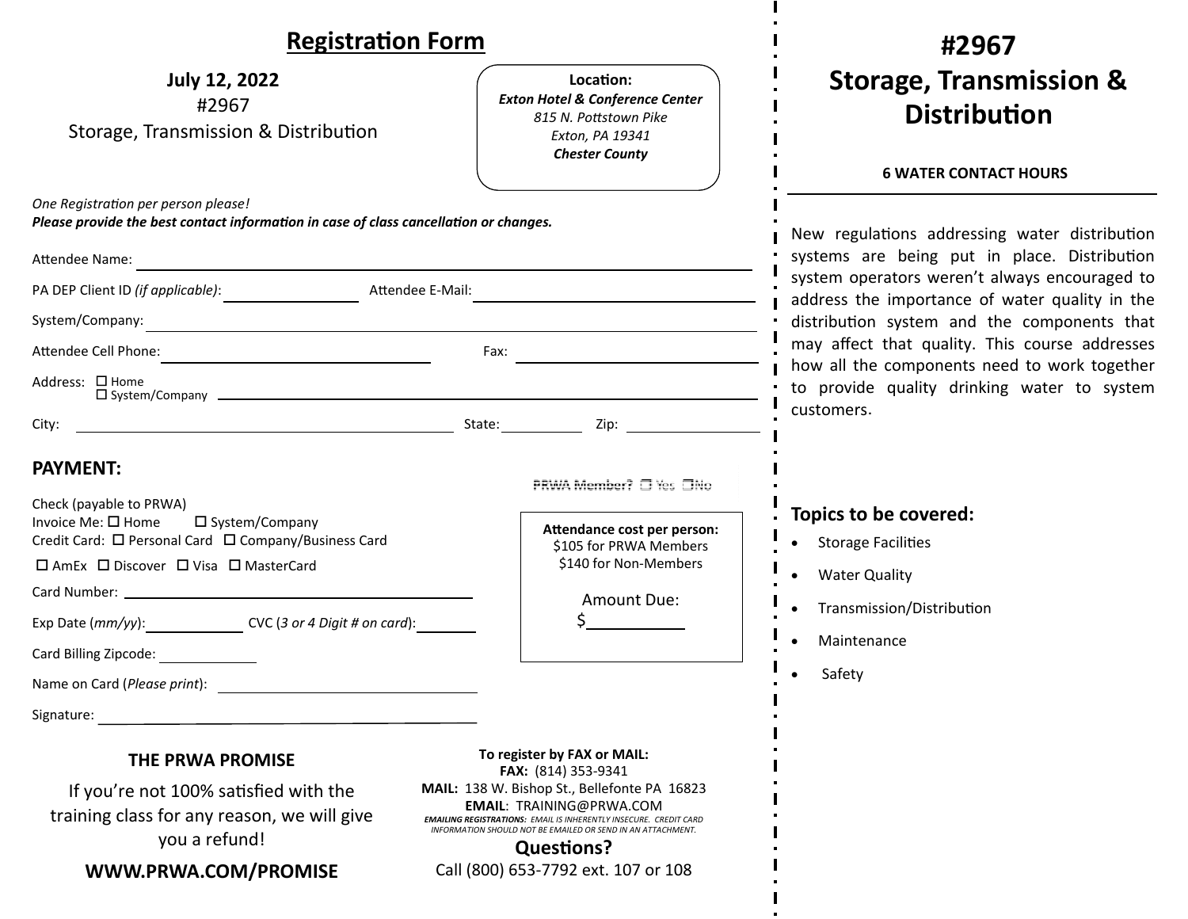# Registration Form

**July 12, 2022**
#2967
Storage, Transmission & Distribution

**Location:**
***Exton Hotel & Conference Center***
*815 N. Pottstown Pike*
*Exton, PA 19341*
***Chester County***

*One Registration per person please!*
***Please provide the best contact information in case of class cancellation or changes.***

Attendee Name: ______________________________

PA DEP Client ID *(if applicable)*: ____________ Attendee E-Mail: ____________

System/Company: ______________________________

Attendee Cell Phone: ____________ Fax: ____________

Address: ☐ Home ☐ System/Company ______________________________

City: ____________ State: ________ Zip: ________

## PAYMENT:

PRWA Member? ☐ Yes ☐ No

Check (payable to PRWA)
Invoice Me: ☐ Home ☐ System/Company
Credit Card: ☐ Personal Card ☐ Company/Business Card
☐ AmEx ☐ Discover ☐ Visa ☐ MasterCard

Card Number: ______________________________

Exp Date (*mm/yy*): ________ CVC (*3 or 4 Digit # on card*): ________

Card Billing Zipcode: ________

Name on Card (*Please print*): ______________________________

Signature: ______________________________

**Attendance cost per person:**
$105 for PRWA Members
$140 for Non-Members

Amount Due:
$________

### THE PRWA PROMISE

If you're not 100% satisfied with the training class for any reason, we will give you a refund!

**WWW.PRWA.COM/PROMISE**

**To register by FAX or MAIL:**
**FAX:** (814) 353-9341
**MAIL:** 138 W. Bishop St., Bellefonte PA 16823
**EMAIL**: TRAINING@PRWA.COM
***EMAILING REGISTRATIONS:*** *EMAIL IS INHERENTLY INSECURE. CREDIT CARD INFORMATION SHOULD NOT BE EMAILED OR SEND IN AN ATTACHMENT.*

**Questions?**
Call (800) 653-7792 ext. 107 or 108

# #2967 Storage, Transmission & Distribution

**6 WATER CONTACT HOURS**

New regulations addressing water distribution systems are being put in place. Distribution system operators weren't always encouraged to address the importance of water quality in the distribution system and the components that may affect that quality. This course addresses how all the components need to work together to provide quality drinking water to system customers.

## Topics to be covered:

- Storage Facilities
- Water Quality
- Transmission/Distribution
- Maintenance
- Safety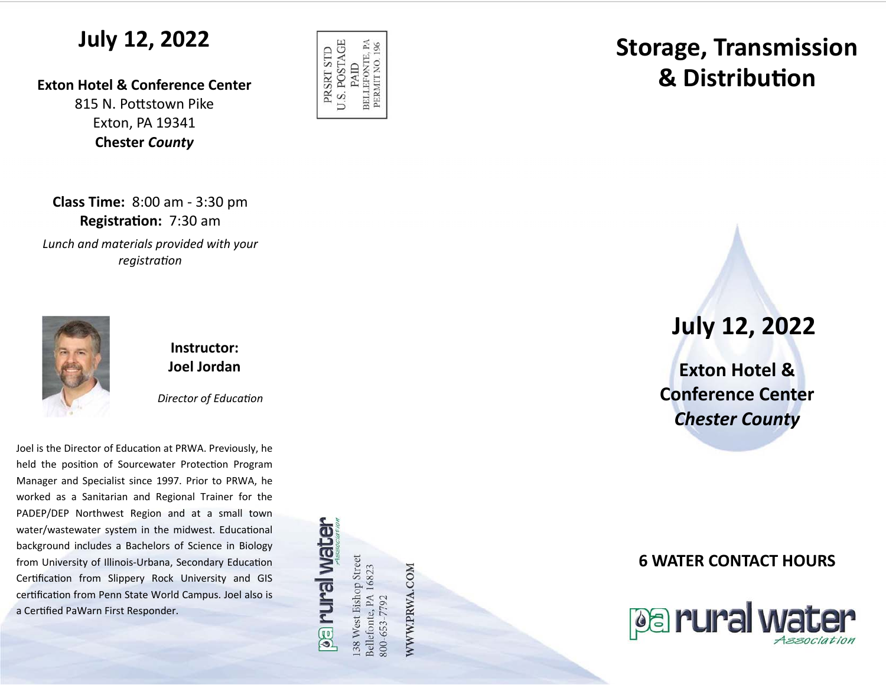# July 12, 2022

**Exton Hotel & Conference Center**
815 N. Pottstown Pike
Exton, PA 19341
**Chester *County***

**Class Time:** 8:00 am - 3:30 pm
**Registration:** 7:30 am

*Lunch and materials provided with your registration*

**Instructor:**
**Joel Jordan**

*Director of Education*

Joel is the Director of Education at PRWA. Previously, he held the position of Sourcewater Protection Program Manager and Specialist since 1997. Prior to PRWA, he worked as a Sanitarian and Regional Trainer for the PADEP/DEP Northwest Region and at a small town water/wastewater system in the midwest. Educational background includes a Bachelors of Science in Biology from University of Illinois-Urbana, Secondary Education Certification from Slippery Rock University and GIS certification from Penn State World Campus. Joel also is a Certified PaWarn First Responder.

PRSRT STD
U.S. POSTAGE
PAID
BELLEFONTE, PA
PERMIT NO. 196

pa rural water Association
138 West Bishop Street
Bellefonte, PA 16823
800-653-7792

WWW.PRWA.COM

# Storage, Transmission & Distribution

## July 12, 2022

**Exton Hotel & Conference Center**
***Chester County***

**6 WATER CONTACT HOURS**

pa rural water Association